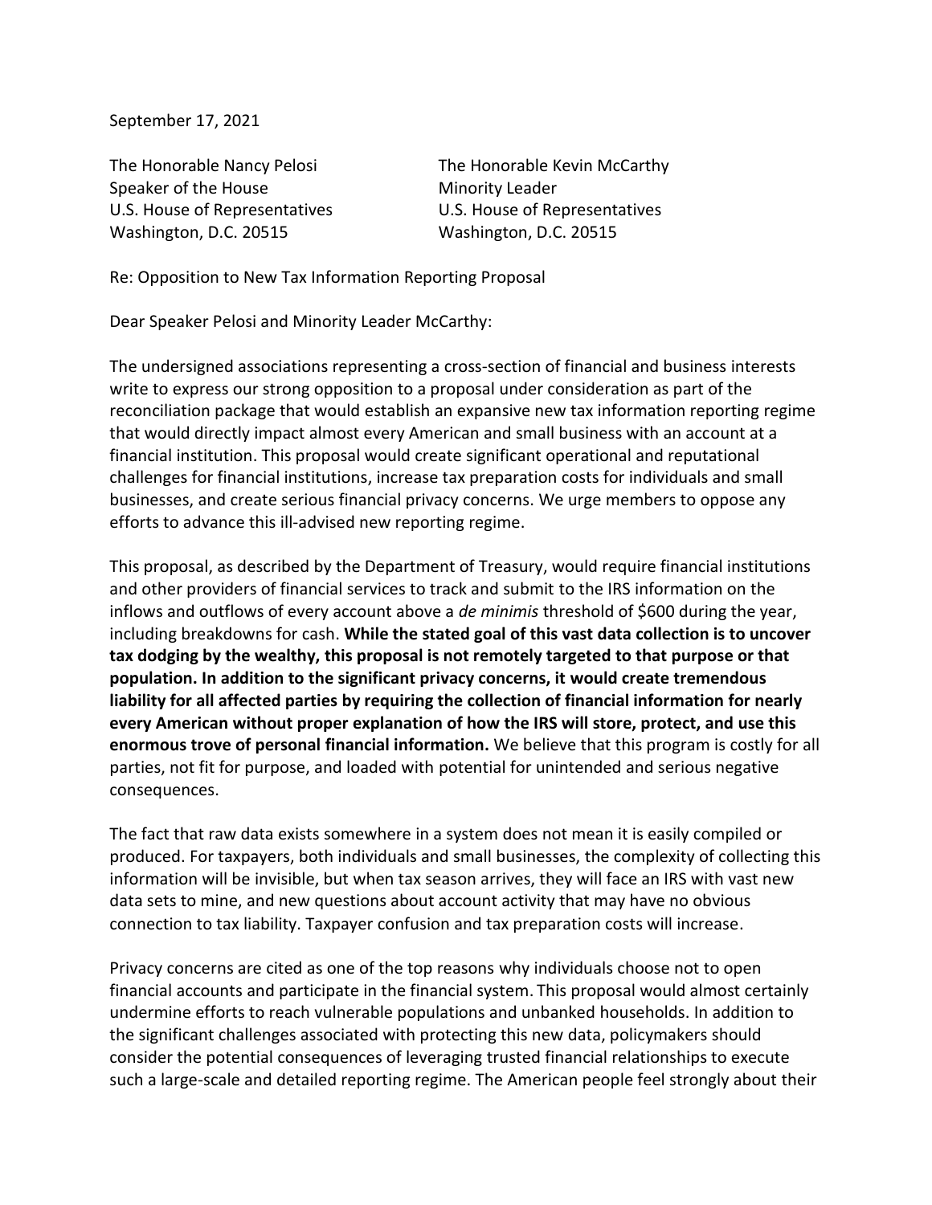September 17, 2021

The Honorable Nancy Pelosi
Speaker of the House
U.S. House of Representatives
Washington, D.C. 20515

The Honorable Kevin McCarthy
Minority Leader
U.S. House of Representatives
Washington, D.C. 20515

Re: Opposition to New Tax Information Reporting Proposal

Dear Speaker Pelosi and Minority Leader McCarthy:

The undersigned associations representing a cross-section of financial and business interests write to express our strong opposition to a proposal under consideration as part of the reconciliation package that would establish an expansive new tax information reporting regime that would directly impact almost every American and small business with an account at a financial institution. This proposal would create significant operational and reputational challenges for financial institutions, increase tax preparation costs for individuals and small businesses, and create serious financial privacy concerns. We urge members to oppose any efforts to advance this ill-advised new reporting regime.

This proposal, as described by the Department of Treasury, would require financial institutions and other providers of financial services to track and submit to the IRS information on the inflows and outflows of every account above a *de minimis* threshold of $600 during the year, including breakdowns for cash. **While the stated goal of this vast data collection is to uncover tax dodging by the wealthy, this proposal is not remotely targeted to that purpose or that population. In addition to the significant privacy concerns, it would create tremendous liability for all affected parties by requiring the collection of financial information for nearly every American without proper explanation of how the IRS will store, protect, and use this enormous trove of personal financial information.** We believe that this program is costly for all parties, not fit for purpose, and loaded with potential for unintended and serious negative consequences.

The fact that raw data exists somewhere in a system does not mean it is easily compiled or produced. For taxpayers, both individuals and small businesses, the complexity of collecting this information will be invisible, but when tax season arrives, they will face an IRS with vast new data sets to mine, and new questions about account activity that may have no obvious connection to tax liability. Taxpayer confusion and tax preparation costs will increase.

Privacy concerns are cited as one of the top reasons why individuals choose not to open financial accounts and participate in the financial system. This proposal would almost certainly undermine efforts to reach vulnerable populations and unbanked households. In addition to the significant challenges associated with protecting this new data, policymakers should consider the potential consequences of leveraging trusted financial relationships to execute such a large-scale and detailed reporting regime. The American people feel strongly about their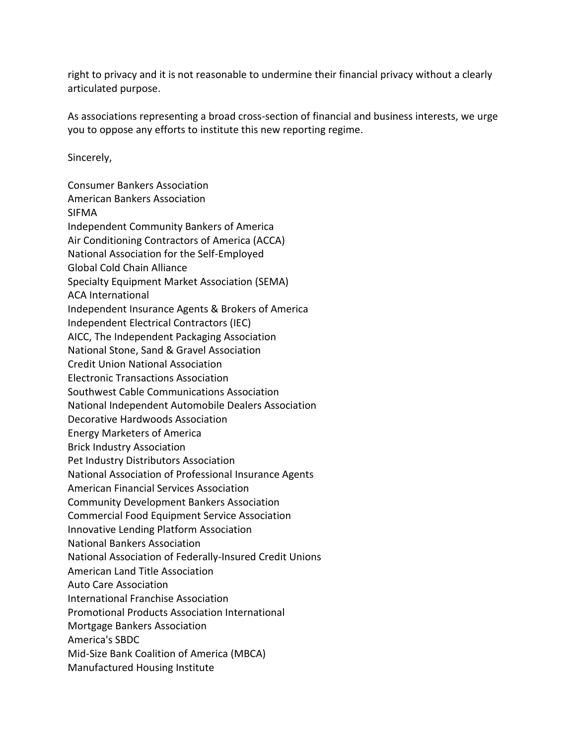right to privacy and it is not reasonable to undermine their financial privacy without a clearly articulated purpose.

As associations representing a broad cross-section of financial and business interests, we urge you to oppose any efforts to institute this new reporting regime.

Sincerely,

Consumer Bankers Association
American Bankers Association
SIFMA
Independent Community Bankers of America
Air Conditioning Contractors of America (ACCA)
National Association for the Self-Employed
Global Cold Chain Alliance
Specialty Equipment Market Association (SEMA)
ACA International
Independent Insurance Agents & Brokers of America
Independent Electrical Contractors (IEC)
AICC, The Independent Packaging Association
National Stone, Sand & Gravel Association
Credit Union National Association
Electronic Transactions Association
Southwest Cable Communications Association
National Independent Automobile Dealers Association
Decorative Hardwoods Association
Energy Marketers of America
Brick Industry Association
Pet Industry Distributors Association
National Association of Professional Insurance Agents
American Financial Services Association
Community Development Bankers Association
Commercial Food Equipment Service Association
Innovative Lending Platform Association
National Bankers Association
National Association of Federally-Insured Credit Unions
American Land Title Association
Auto Care Association
International Franchise Association
Promotional Products Association International
Mortgage Bankers Association
America's SBDC
Mid-Size Bank Coalition of America (MBCA)
Manufactured Housing Institute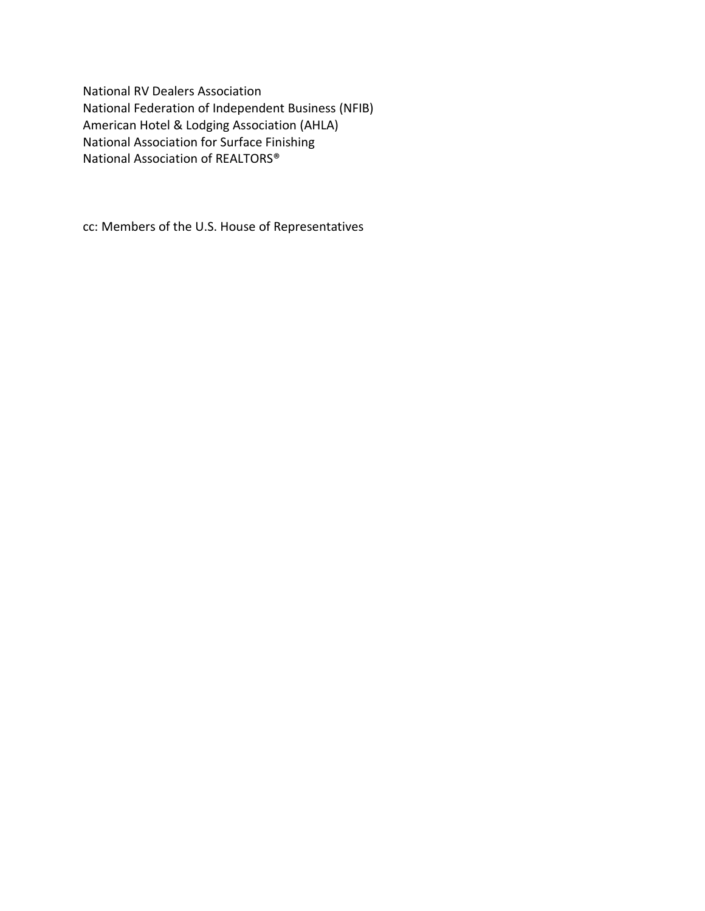National RV Dealers Association
National Federation of Independent Business (NFIB)
American Hotel & Lodging Association (AHLA)
National Association for Surface Finishing
National Association of REALTORS®

cc: Members of the U.S. House of Representatives